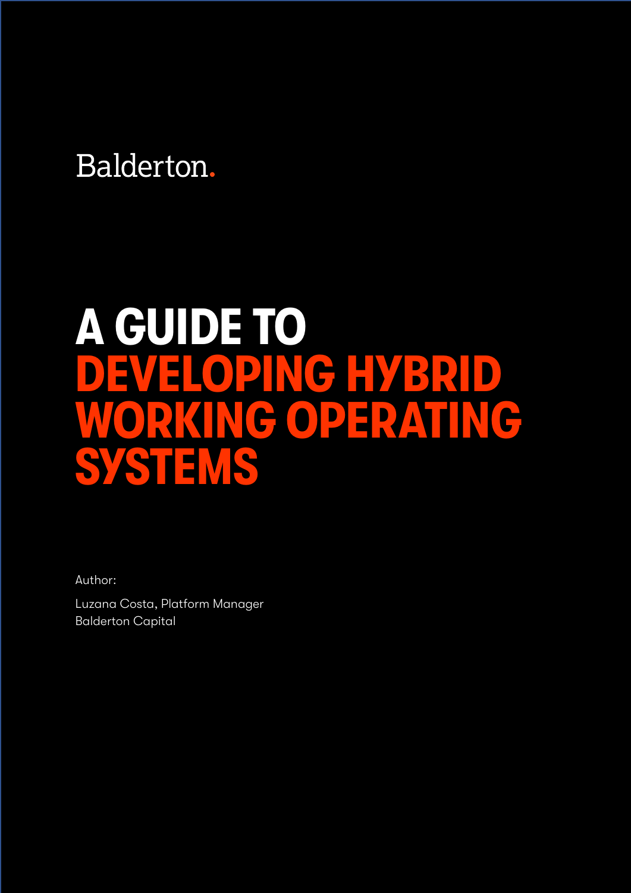Balderton.

# A GUIDE TO DEVELOPING HYBRID WORKING OPERATING SYSTEMS

Author:

Luzana Costa, Platform Manager
Balderton Capital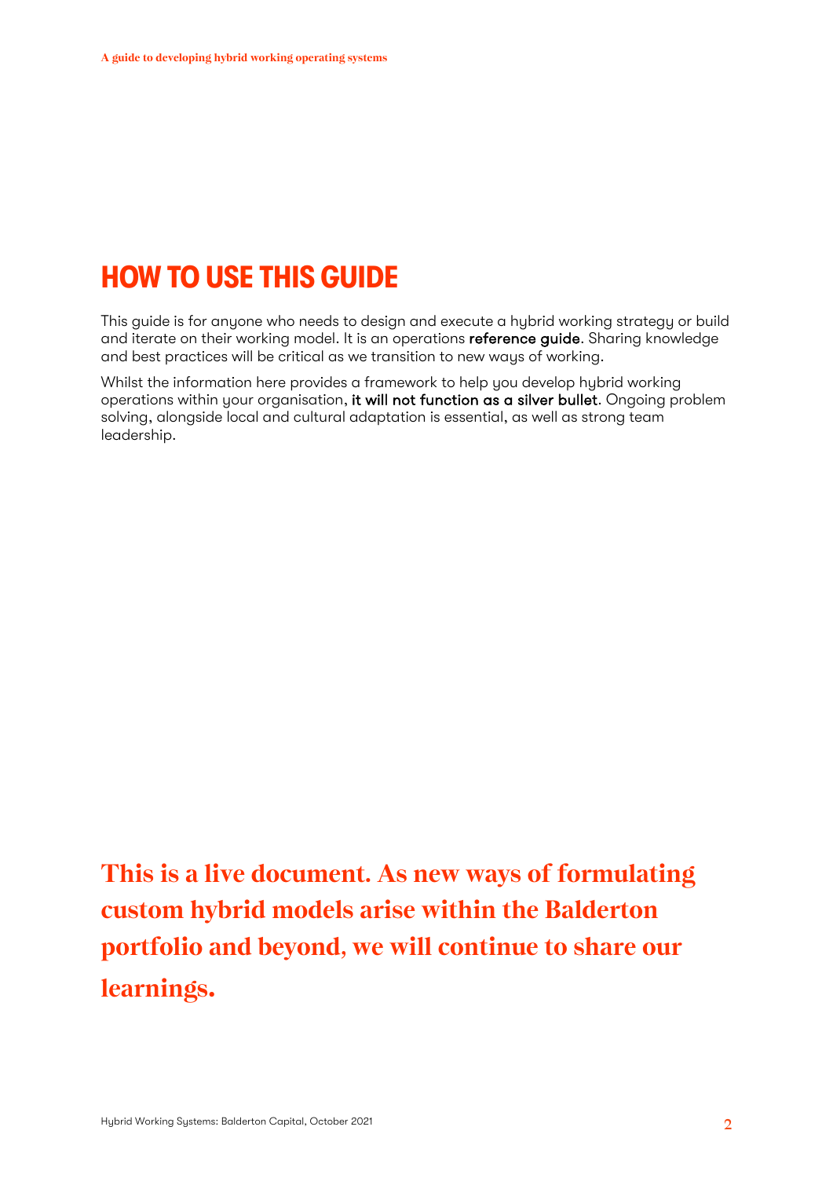# HOW TO USE THIS GUIDE

This guide is for anyone who needs to design and execute a hybrid working strategy or build and iterate on their working model. It is an operations **reference guide**. Sharing knowledge and best practices will be critical as we transition to new ways of working.

Whilst the information here provides a framework to help you develop hybrid working operations within your organisation, **it will not function as a silver bullet**. Ongoing problem solving, alongside local and cultural adaptation is essential, as well as strong team leadership.

**This is a live document. As new ways of formulating custom hybrid models arise within the Balderton portfolio and beyond, we will continue to share our learnings.**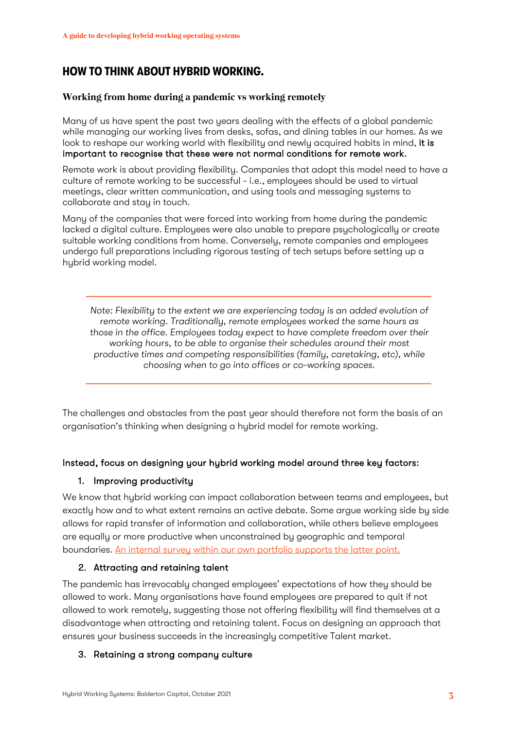## HOW TO THINK ABOUT HYBRID WORKING.

### Working from home during a pandemic vs working remotely

Many of us have spent the past two years dealing with the effects of a global pandemic while managing our working lives from desks, sofas, and dining tables in our homes. As we look to reshape our working world with flexibility and newly acquired habits in mind, **it is important to recognise that these were not normal conditions for remote work.**

Remote work is about providing flexibility. Companies that adopt this model need to have a culture of remote working to be successful - i.e., employees should be used to virtual meetings, clear written communication, and using tools and messaging systems to collaborate and stay in touch.

Many of the companies that were forced into working from home during the pandemic lacked a digital culture. Employees were also unable to prepare psychologically or create suitable working conditions from home. Conversely, remote companies and employees undergo full preparations including rigorous testing of tech setups before setting up a hybrid working model.

---

*Note: Flexibility to the extent we are experiencing today is an added evolution of remote working. Traditionally, remote employees worked the same hours as those in the office. Employees today expect to have complete freedom over their working hours, to be able to organise their schedules around their most productive times and competing responsibilities (family, caretaking, etc), while choosing when to go into offices or co-working spaces.*

---

The challenges and obstacles from the past year should therefore not form the basis of an organisation's thinking when designing a hybrid model for remote working.

**Instead, focus on designing your hybrid working model around three key factors:**

1. **Improving productivity**

We know that hybrid working can impact collaboration between teams and employees, but exactly how and to what extent remains an active debate. Some argue working side by side allows for rapid transfer of information and collaboration, while others believe employees are equally or more productive when unconstrained by geographic and temporal boundaries. An internal survey within our own portfolio supports the latter point.

2. **Attracting and retaining talent**

The pandemic has irrevocably changed employees' expectations of how they should be allowed to work. Many organisations have found employees are prepared to quit if not allowed to work remotely, suggesting those not offering flexibility will find themselves at a disadvantage when attracting and retaining talent. Focus on designing an approach that ensures your business succeeds in the increasingly competitive Talent market.

3. **Retaining a strong company culture**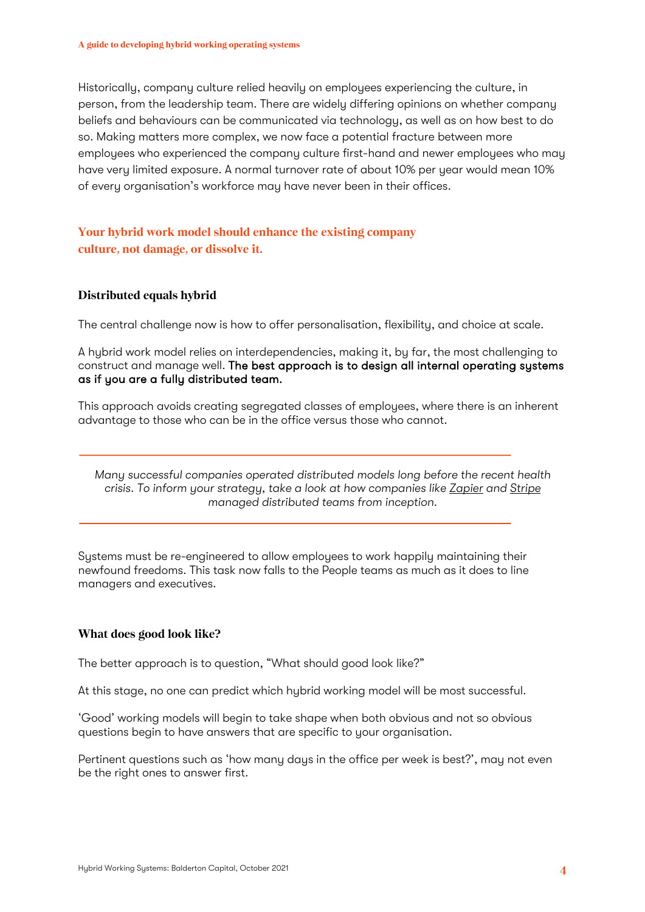Historically, company culture relied heavily on employees experiencing the culture, in person, from the leadership team. There are widely differing opinions on whether company beliefs and behaviours can be communicated via technology, as well as on how best to do so. Making matters more complex, we now face a potential fracture between more employees who experienced the company culture first-hand and newer employees who may have very limited exposure. A normal turnover rate of about 10% per year would mean 10% of every organisation's workforce may have never been in their offices.

**Your hybrid work model should enhance the existing company culture, not damage, or dissolve it.**

### Distributed equals hybrid

The central challenge now is how to offer personalisation, flexibility, and choice at scale.

A hybrid work model relies on interdependencies, making it, by far, the most challenging to construct and manage well. **The best approach is to design all internal operating systems as if you are a fully distributed team.**

This approach avoids creating segregated classes of employees, where there is an inherent advantage to those who can be in the office versus those who cannot.

---

*Many successful companies operated distributed models long before the recent health crisis. To inform your strategy, take a look at how companies like Zapier and Stripe managed distributed teams from inception.*

---

Systems must be re-engineered to allow employees to work happily maintaining their newfound freedoms. This task now falls to the People teams as much as it does to line managers and executives.

### What does good look like?

The better approach is to question, "What should good look like?"

At this stage, no one can predict which hybrid working model will be most successful.

'Good' working models will begin to take shape when both obvious and not so obvious questions begin to have answers that are specific to your organisation.

Pertinent questions such as 'how many days in the office per week is best?', may not even be the right ones to answer first.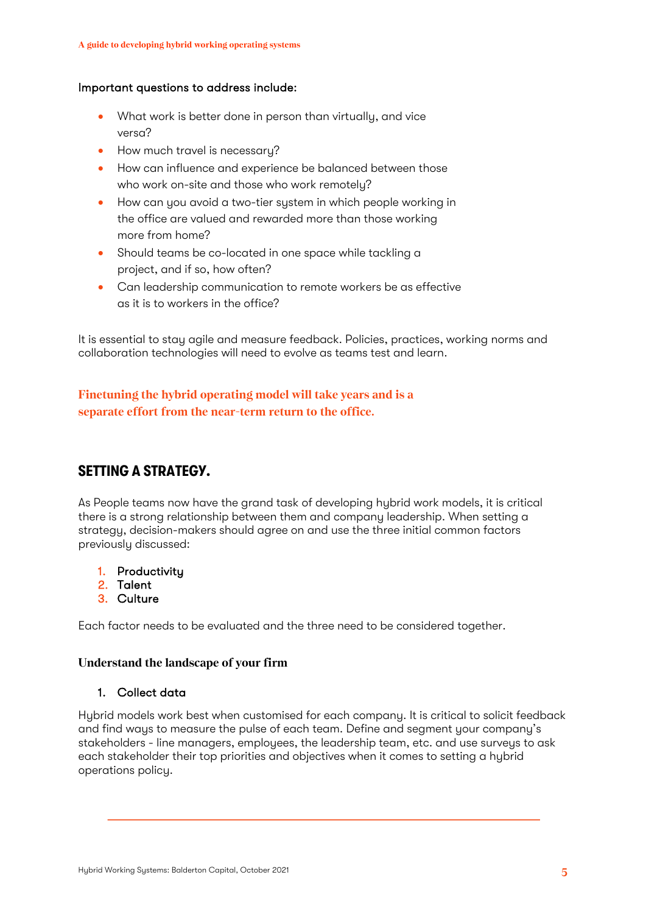Important questions to address include:

- What work is better done in person than virtually, and vice versa?
- How much travel is necessary?
- How can influence and experience be balanced between those who work on-site and those who work remotely?
- How can you avoid a two-tier system in which people working in the office are valued and rewarded more than those working more from home?
- Should teams be co-located in one space while tackling a project, and if so, how often?
- Can leadership communication to remote workers be as effective as it is to workers in the office?

It is essential to stay agile and measure feedback. Policies, practices, working norms and collaboration technologies will need to evolve as teams test and learn.

**Finetuning the hybrid operating model will take years and is a separate effort from the near-term return to the office.**

## SETTING A STRATEGY.

As People teams now have the grand task of developing hybrid work models, it is critical there is a strong relationship between them and company leadership. When setting a strategy, decision-makers should agree on and use the three initial common factors previously discussed:

1. Productivity
2. Talent
3. Culture

Each factor needs to be evaluated and the three need to be considered together.

### Understand the landscape of your firm

1. Collect data

Hybrid models work best when customised for each company. It is critical to solicit feedback and find ways to measure the pulse of each team. Define and segment your company's stakeholders - line managers, employees, the leadership team, etc. and use surveys to ask each stakeholder their top priorities and objectives when it comes to setting a hybrid operations policy.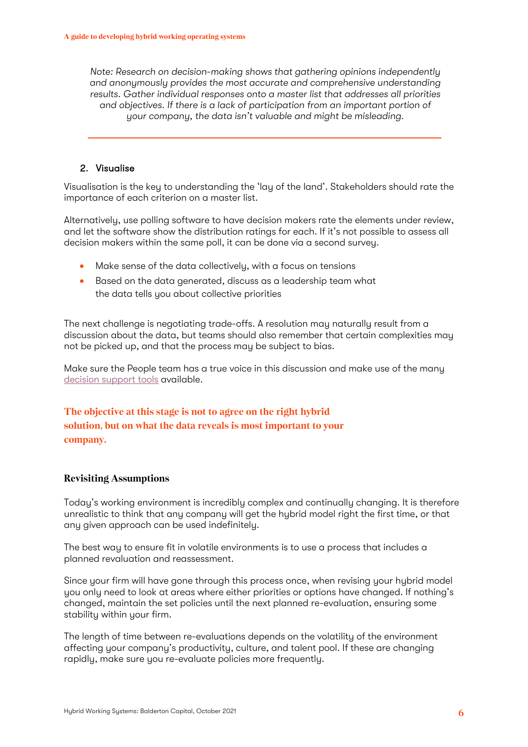*Note: Research on decision-making shows that gathering opinions independently and anonymously provides the most accurate and comprehensive understanding results. Gather individual responses onto a master list that addresses all priorities and objectives. If there is a lack of participation from an important portion of your company, the data isn't valuable and might be misleading.*

---

### 2. Visualise

Visualisation is the key to understanding the 'lay of the land'. Stakeholders should rate the importance of each criterion on a master list.

Alternatively, use polling software to have decision makers rate the elements under review, and let the software show the distribution ratings for each. If it's not possible to assess all decision makers within the same poll, it can be done via a second survey.

- Make sense of the data collectively, with a focus on tensions
- Based on the data generated, discuss as a leadership team what the data tells you about collective priorities

The next challenge is negotiating trade-offs. A resolution may naturally result from a discussion about the data, but teams should also remember that certain complexities may not be picked up, and that the process may be subject to bias.

Make sure the People team has a true voice in this discussion and make use of the many decision support tools available.

**The objective at this stage is not to agree on the right hybrid solution, but on what the data reveals is most important to your company.**

### Revisiting Assumptions

Today's working environment is incredibly complex and continually changing. It is therefore unrealistic to think that any company will get the hybrid model right the first time, or that any given approach can be used indefinitely.

The best way to ensure fit in volatile environments is to use a process that includes a planned revaluation and reassessment.

Since your firm will have gone through this process once, when revising your hybrid model you only need to look at areas where either priorities or options have changed. If nothing's changed, maintain the set policies until the next planned re-evaluation, ensuring some stability within your firm.

The length of time between re-evaluations depends on the volatility of the environment affecting your company's productivity, culture, and talent pool. If these are changing rapidly, make sure you re-evaluate policies more frequently.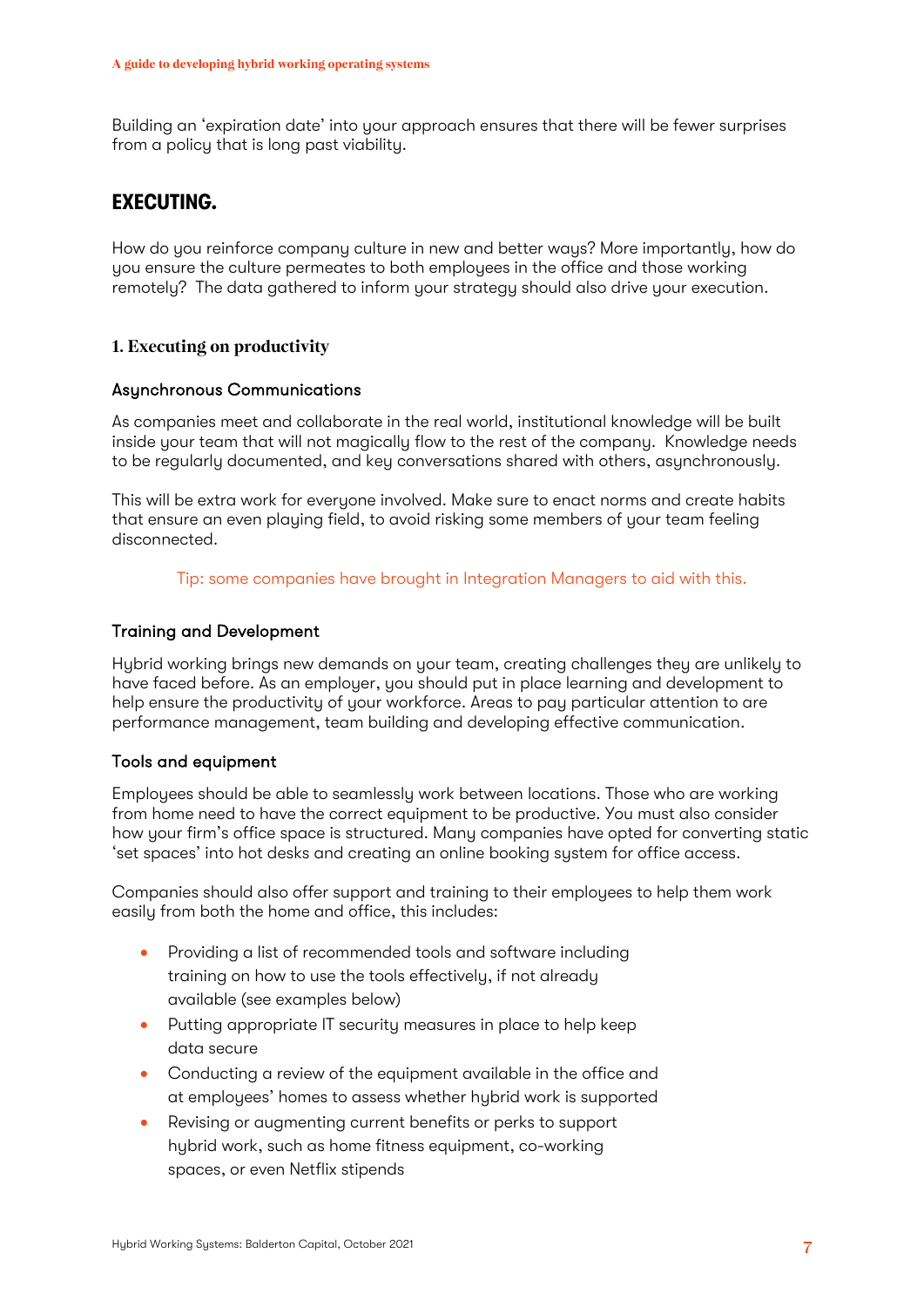Building an 'expiration date' into your approach ensures that there will be fewer surprises from a policy that is long past viability.

## EXECUTING.

How do you reinforce company culture in new and better ways? More importantly, how do you ensure the culture permeates to both employees in the office and those working remotely? The data gathered to inform your strategy should also drive your execution.

### 1. Executing on productivity

#### Asynchronous Communications

As companies meet and collaborate in the real world, institutional knowledge will be built inside your team that will not magically flow to the rest of the company. Knowledge needs to be regularly documented, and key conversations shared with others, asynchronously.

This will be extra work for everyone involved. Make sure to enact norms and create habits that ensure an even playing field, to avoid risking some members of your team feeling disconnected.

Tip: some companies have brought in Integration Managers to aid with this.

#### Training and Development

Hybrid working brings new demands on your team, creating challenges they are unlikely to have faced before. As an employer, you should put in place learning and development to help ensure the productivity of your workforce. Areas to pay particular attention to are performance management, team building and developing effective communication.

#### Tools and equipment

Employees should be able to seamlessly work between locations. Those who are working from home need to have the correct equipment to be productive. You must also consider how your firm's office space is structured. Many companies have opted for converting static 'set spaces' into hot desks and creating an online booking system for office access.

Companies should also offer support and training to their employees to help them work easily from both the home and office, this includes:

- Providing a list of recommended tools and software including training on how to use the tools effectively, if not already available (see examples below)
- Putting appropriate IT security measures in place to help keep data secure
- Conducting a review of the equipment available in the office and at employees' homes to assess whether hybrid work is supported
- Revising or augmenting current benefits or perks to support hybrid work, such as home fitness equipment, co-working spaces, or even Netflix stipends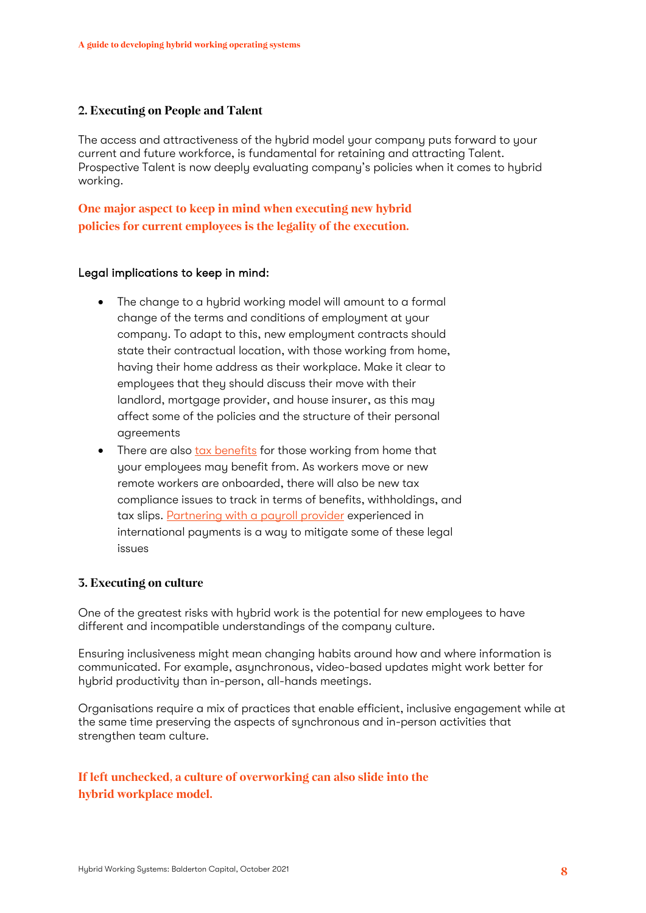## 2. Executing on People and Talent

The access and attractiveness of the hybrid model your company puts forward to your current and future workforce, is fundamental for retaining and attracting Talent. Prospective Talent is now deeply evaluating company's policies when it comes to hybrid working.

**One major aspect to keep in mind when executing new hybrid policies for current employees is the legality of the execution.**

Legal implications to keep in mind:

- The change to a hybrid working model will amount to a formal change of the terms and conditions of employment at your company. To adapt to this, new employment contracts should state their contractual location, with those working from home, having their home address as their workplace. Make it clear to employees that they should discuss their move with their landlord, mortgage provider, and house insurer, as this may affect some of the policies and the structure of their personal agreements
- There are also tax benefits for those working from home that your employees may benefit from. As workers move or new remote workers are onboarded, there will also be new tax compliance issues to track in terms of benefits, withholdings, and tax slips. Partnering with a payroll provider experienced in international payments is a way to mitigate some of these legal issues

## 3. Executing on culture

One of the greatest risks with hybrid work is the potential for new employees to have different and incompatible understandings of the company culture.

Ensuring inclusiveness might mean changing habits around how and where information is communicated. For example, asynchronous, video-based updates might work better for hybrid productivity than in-person, all-hands meetings.

Organisations require a mix of practices that enable efficient, inclusive engagement while at the same time preserving the aspects of synchronous and in-person activities that strengthen team culture.

**If left unchecked, a culture of overworking can also slide into the hybrid workplace model.**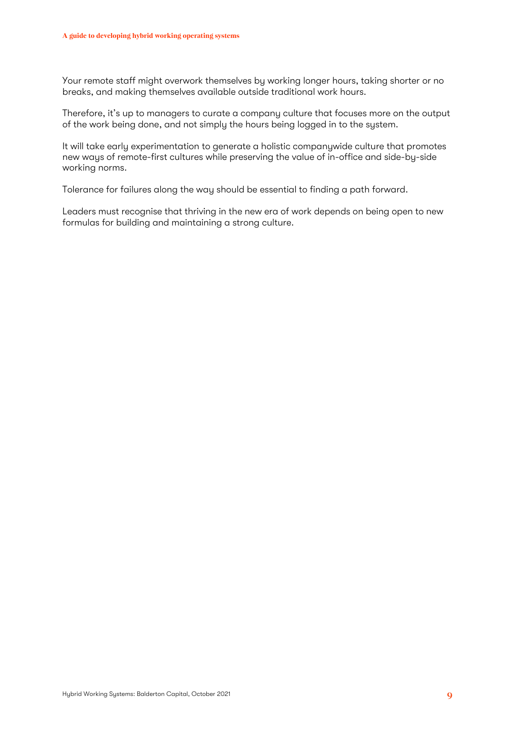Your remote staff might overwork themselves by working longer hours, taking shorter or no breaks, and making themselves available outside traditional work hours.

Therefore, it's up to managers to curate a company culture that focuses more on the output of the work being done, and not simply the hours being logged in to the system.

It will take early experimentation to generate a holistic companywide culture that promotes new ways of remote-first cultures while preserving the value of in-office and side-by-side working norms.

Tolerance for failures along the way should be essential to finding a path forward.

Leaders must recognise that thriving in the new era of work depends on being open to new formulas for building and maintaining a strong culture.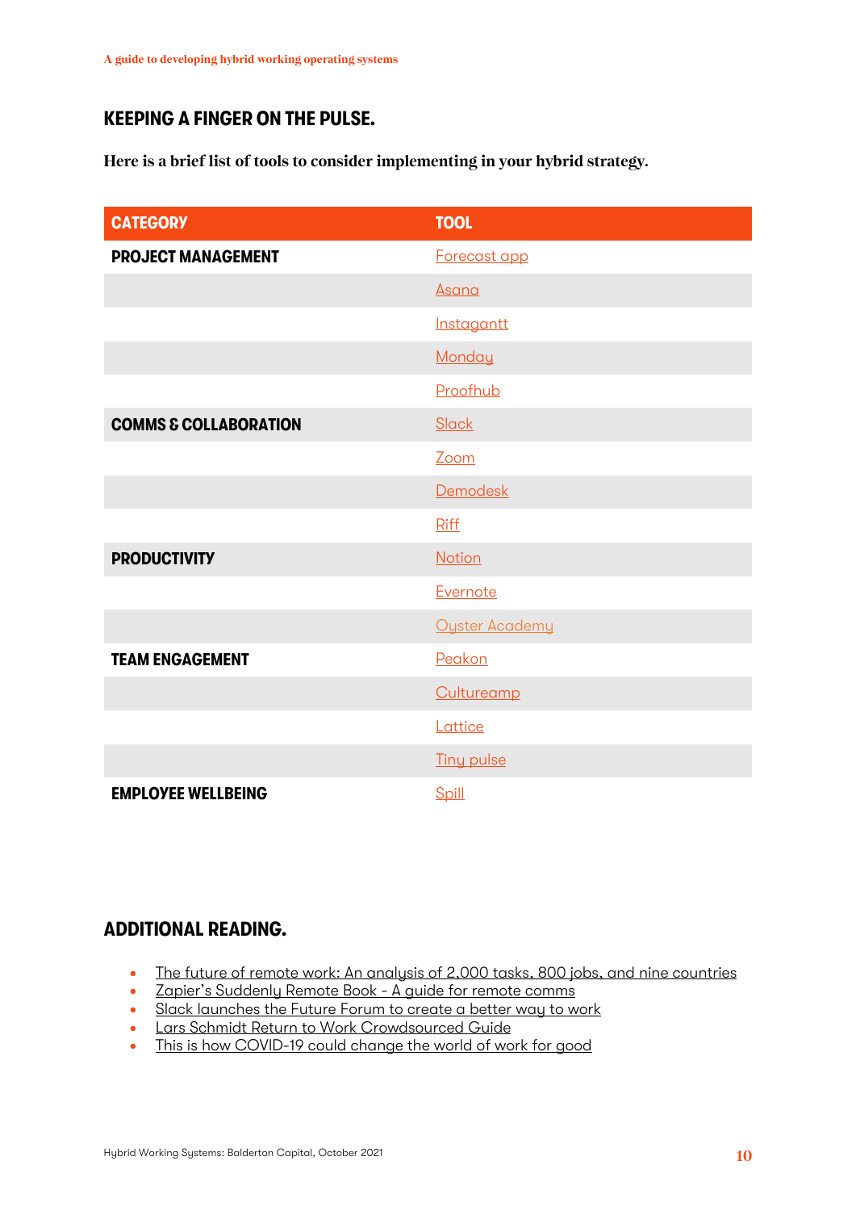## KEEPING A FINGER ON THE PULSE.

**Here is a brief list of tools to consider implementing in your hybrid strategy.**

| CATEGORY | TOOL |
|---|---|
| **PROJECT MANAGEMENT** | Forecast app |
| | Asana |
| | Instagantt |
| | Monday |
| | Proofhub |
| **COMMS & COLLABORATION** | Slack |
| | Zoom |
| | Demodesk |
| | Riff |
| **PRODUCTIVITY** | Notion |
| | Evernote |
| | Oyster Academy |
| **TEAM ENGAGEMENT** | Peakon |
| | Cultureamp |
| | Lattice |
| | Tiny pulse |
| **EMPLOYEE WELLBEING** | Spill |

## ADDITIONAL READING.

- The future of remote work: An analysis of 2,000 tasks, 800 jobs, and nine countries
- Zapier's Suddenly Remote Book - A guide for remote comms
- Slack launches the Future Forum to create a better way to work
- Lars Schmidt Return to Work Crowdsourced Guide
- This is how COVID-19 could change the world of work for good